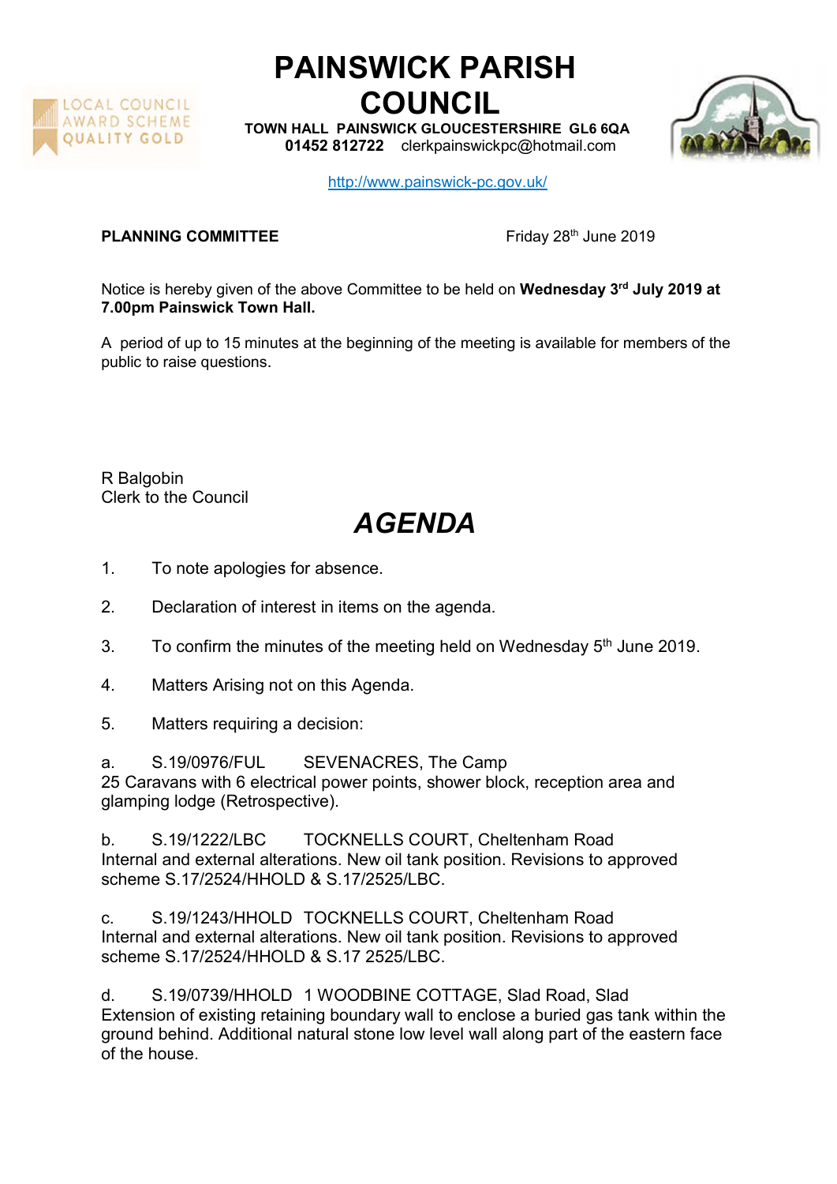# PAINSWICK PARISH COUNCIL

**TOWN HALL PAINSWICK GLOUCESTERSHIRE GL6 6QA**
**01452 812722** clerkpainswickpc@hotmail.com

http://www.painswick-pc.gov.uk/

LOCAL COUNCIL AWARD SCHEME QUALITY GOLD

**PLANNING COMMITTEE** Friday 28th June 2019

Notice is hereby given of the above Committee to be held on **Wednesday 3rd July 2019 at 7.00pm Painswick Town Hall.**

A period of up to 15 minutes at the beginning of the meeting is available for members of the public to raise questions.

R Balgobin
Clerk to the Council

# *AGENDA*

1. To note apologies for absence.

2. Declaration of interest in items on the agenda.

3. To confirm the minutes of the meeting held on Wednesday 5th June 2019.

4. Matters Arising not on this Agenda.

5. Matters requiring a decision:

a. S.19/0976/FUL SEVENACRES, The Camp
25 Caravans with 6 electrical power points, shower block, reception area and glamping lodge (Retrospective).

b. S.19/1222/LBC TOCKNELLS COURT, Cheltenham Road
Internal and external alterations. New oil tank position. Revisions to approved scheme S.17/2524/HHOLD & S.17/2525/LBC.

c. S.19/1243/HHOLD TOCKNELLS COURT, Cheltenham Road
Internal and external alterations. New oil tank position. Revisions to approved scheme S.17/2524/HHOLD & S.17 2525/LBC.

d. S.19/0739/HHOLD 1 WOODBINE COTTAGE, Slad Road, Slad
Extension of existing retaining boundary wall to enclose a buried gas tank within the ground behind. Additional natural stone low level wall along part of the eastern face of the house.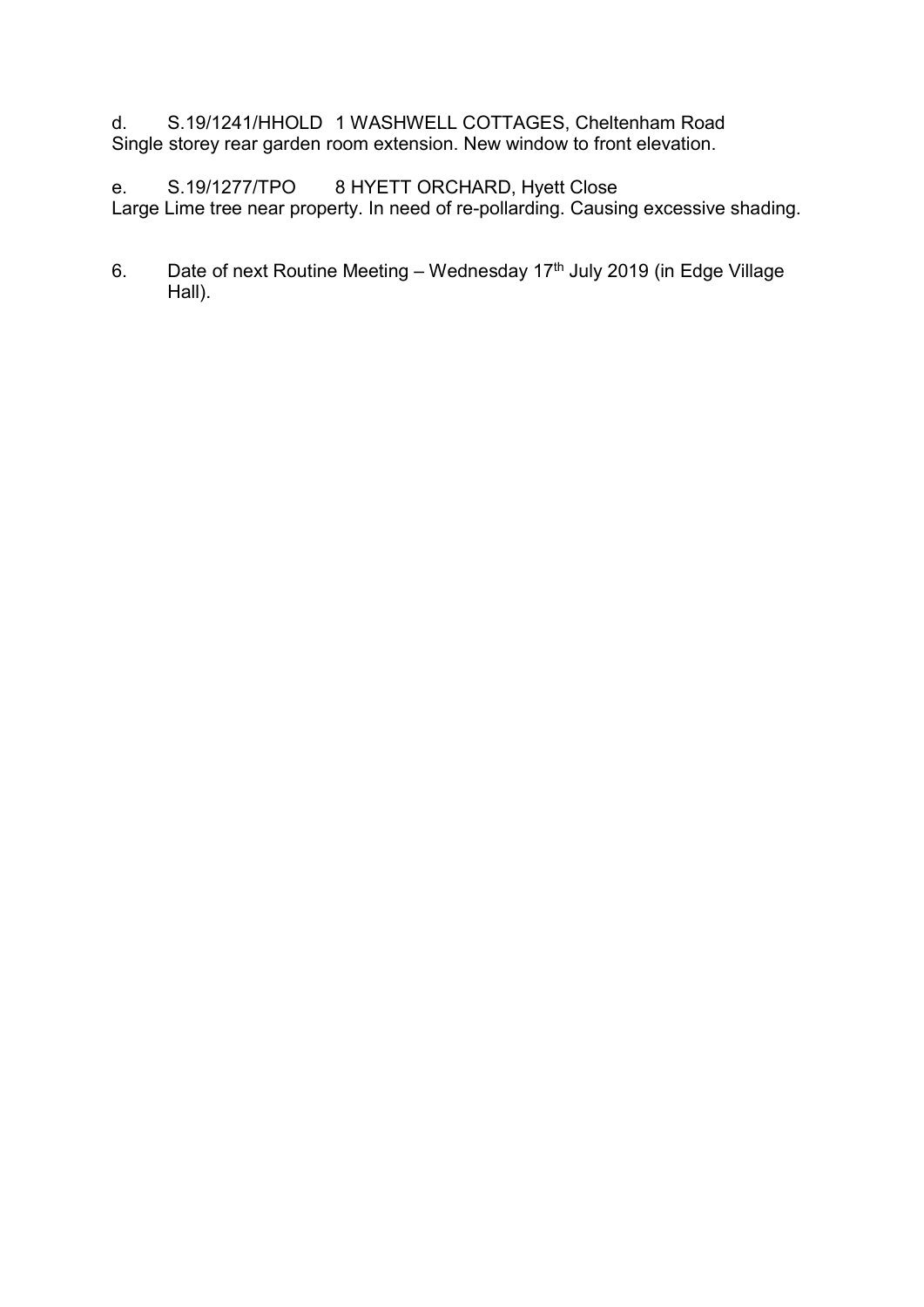d. S.19/1241/HHOLD 1 WASHWELL COTTAGES, Cheltenham Road
Single storey rear garden room extension. New window to front elevation.

e. S.19/1277/TPO 8 HYETT ORCHARD, Hyett Close
Large Lime tree near property. In need of re-pollarding. Causing excessive shading.

6. Date of next Routine Meeting – Wednesday 17th July 2019 (in Edge Village Hall).